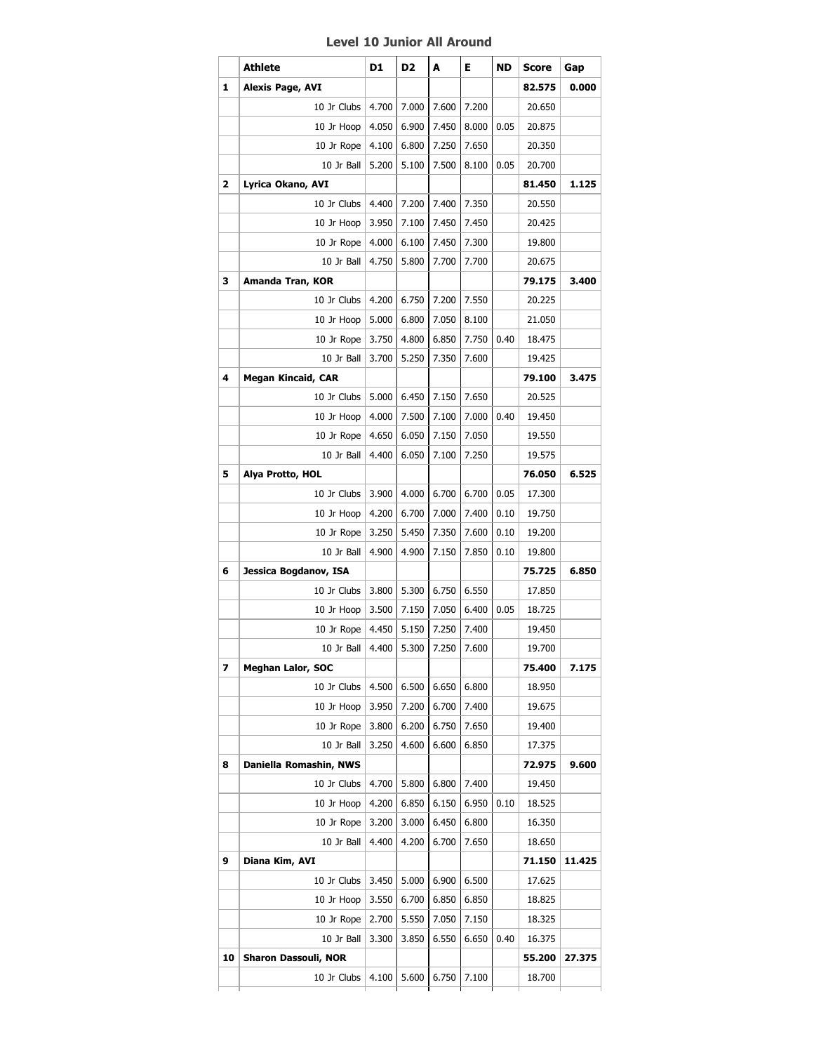## Level 10 Junior All Around

| | Athlete | D1 | D2 | A | E | ND | Score | Gap |
|---|---|---|---|---|---|---|---|---|
| **1** | **Alexis Page, AVI** | | | | | | **82.575** | **0.000** |
| | 10 Jr Clubs | 4.700 | 7.000 | 7.600 | 7.200 | | 20.650 | |
| | 10 Jr Hoop | 4.050 | 6.900 | 7.450 | 8.000 | 0.05 | 20.875 | |
| | 10 Jr Rope | 4.100 | 6.800 | 7.250 | 7.650 | | 20.350 | |
| | 10 Jr Ball | 5.200 | 5.100 | 7.500 | 8.100 | 0.05 | 20.700 | |
| **2** | **Lyrica Okano, AVI** | | | | | | **81.450** | **1.125** |
| | 10 Jr Clubs | 4.400 | 7.200 | 7.400 | 7.350 | | 20.550 | |
| | 10 Jr Hoop | 3.950 | 7.100 | 7.450 | 7.450 | | 20.425 | |
| | 10 Jr Rope | 4.000 | 6.100 | 7.450 | 7.300 | | 19.800 | |
| | 10 Jr Ball | 4.750 | 5.800 | 7.700 | 7.700 | | 20.675 | |
| **3** | **Amanda Tran, KOR** | | | | | | **79.175** | **3.400** |
| | 10 Jr Clubs | 4.200 | 6.750 | 7.200 | 7.550 | | 20.225 | |
| | 10 Jr Hoop | 5.000 | 6.800 | 7.050 | 8.100 | | 21.050 | |
| | 10 Jr Rope | 3.750 | 4.800 | 6.850 | 7.750 | 0.40 | 18.475 | |
| | 10 Jr Ball | 3.700 | 5.250 | 7.350 | 7.600 | | 19.425 | |
| **4** | **Megan Kincaid, CAR** | | | | | | **79.100** | **3.475** |
| | 10 Jr Clubs | 5.000 | 6.450 | 7.150 | 7.650 | | 20.525 | |
| | 10 Jr Hoop | 4.000 | 7.500 | 7.100 | 7.000 | 0.40 | 19.450 | |
| | 10 Jr Rope | 4.650 | 6.050 | 7.150 | 7.050 | | 19.550 | |
| | 10 Jr Ball | 4.400 | 6.050 | 7.100 | 7.250 | | 19.575 | |
| **5** | **Alya Protto, HOL** | | | | | | **76.050** | **6.525** |
| | 10 Jr Clubs | 3.900 | 4.000 | 6.700 | 6.700 | 0.05 | 17.300 | |
| | 10 Jr Hoop | 4.200 | 6.700 | 7.000 | 7.400 | 0.10 | 19.750 | |
| | 10 Jr Rope | 3.250 | 5.450 | 7.350 | 7.600 | 0.10 | 19.200 | |
| | 10 Jr Ball | 4.900 | 4.900 | 7.150 | 7.850 | 0.10 | 19.800 | |
| **6** | **Jessica Bogdanov, ISA** | | | | | | **75.725** | **6.850** |
| | 10 Jr Clubs | 3.800 | 5.300 | 6.750 | 6.550 | | 17.850 | |
| | 10 Jr Hoop | 3.500 | 7.150 | 7.050 | 6.400 | 0.05 | 18.725 | |
| | 10 Jr Rope | 4.450 | 5.150 | 7.250 | 7.400 | | 19.450 | |
| | 10 Jr Ball | 4.400 | 5.300 | 7.250 | 7.600 | | 19.700 | |
| **7** | **Meghan Lalor, SOC** | | | | | | **75.400** | **7.175** |
| | 10 Jr Clubs | 4.500 | 6.500 | 6.650 | 6.800 | | 18.950 | |
| | 10 Jr Hoop | 3.950 | 7.200 | 6.700 | 7.400 | | 19.675 | |
| | 10 Jr Rope | 3.800 | 6.200 | 6.750 | 7.650 | | 19.400 | |
| | 10 Jr Ball | 3.250 | 4.600 | 6.600 | 6.850 | | 17.375 | |
| **8** | **Daniella Romashin, NWS** | | | | | | **72.975** | **9.600** |
| | 10 Jr Clubs | 4.700 | 5.800 | 6.800 | 7.400 | | 19.450 | |
| | 10 Jr Hoop | 4.200 | 6.850 | 6.150 | 6.950 | 0.10 | 18.525 | |
| | 10 Jr Rope | 3.200 | 3.000 | 6.450 | 6.800 | | 16.350 | |
| | 10 Jr Ball | 4.400 | 4.200 | 6.700 | 7.650 | | 18.650 | |
| **9** | **Diana Kim, AVI** | | | | | | **71.150** | **11.425** |
| | 10 Jr Clubs | 3.450 | 5.000 | 6.900 | 6.500 | | 17.625 | |
| | 10 Jr Hoop | 3.550 | 6.700 | 6.850 | 6.850 | | 18.825 | |
| | 10 Jr Rope | 2.700 | 5.550 | 7.050 | 7.150 | | 18.325 | |
| | 10 Jr Ball | 3.300 | 3.850 | 6.550 | 6.650 | 0.40 | 16.375 | |
| **10** | **Sharon Dassouli, NOR** | | | | | | **55.200** | **27.375** |
| | 10 Jr Clubs | 4.100 | 5.600 | 6.750 | 7.100 | | 18.700 | |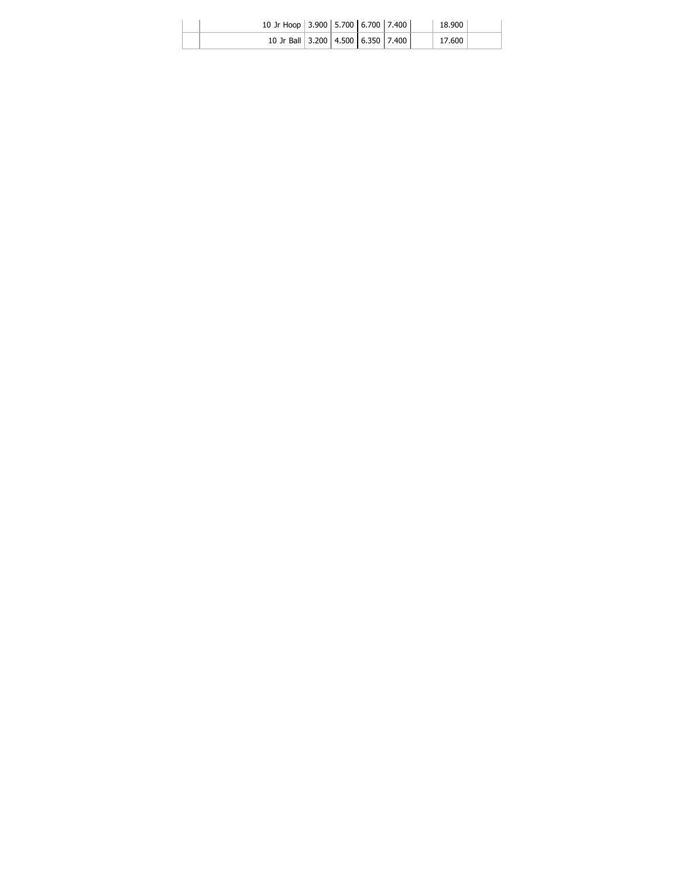| | | | | | | | | |
|---|---|---|---|---|---|---|---|---|
| | 10 Jr Hoop | 3.900 | 5.700 | 6.700 | 7.400 | | 18.900 | |
| | 10 Jr Ball | 3.200 | 4.500 | 6.350 | 7.400 | | 17.600 | |